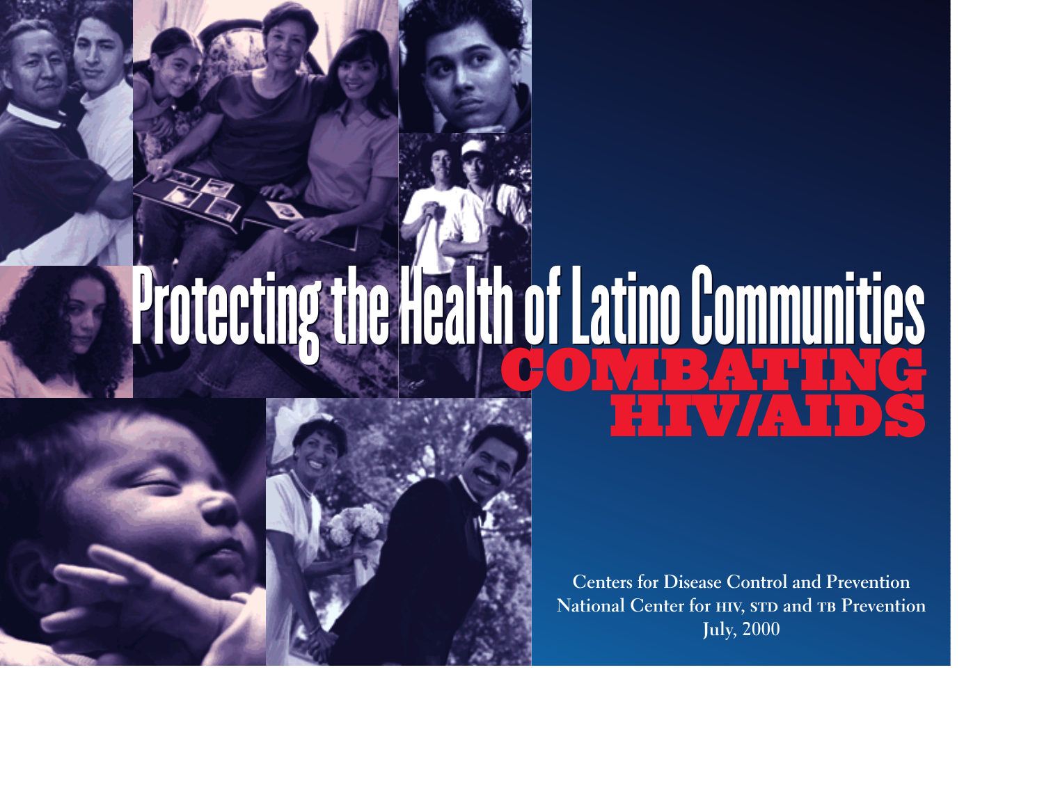# Protecting the Health of Latino Communities

# COMBATING HIV/AIDS

Centers for Disease Control and Prevention
National Center for HIV, STD and TB Prevention
July, 2000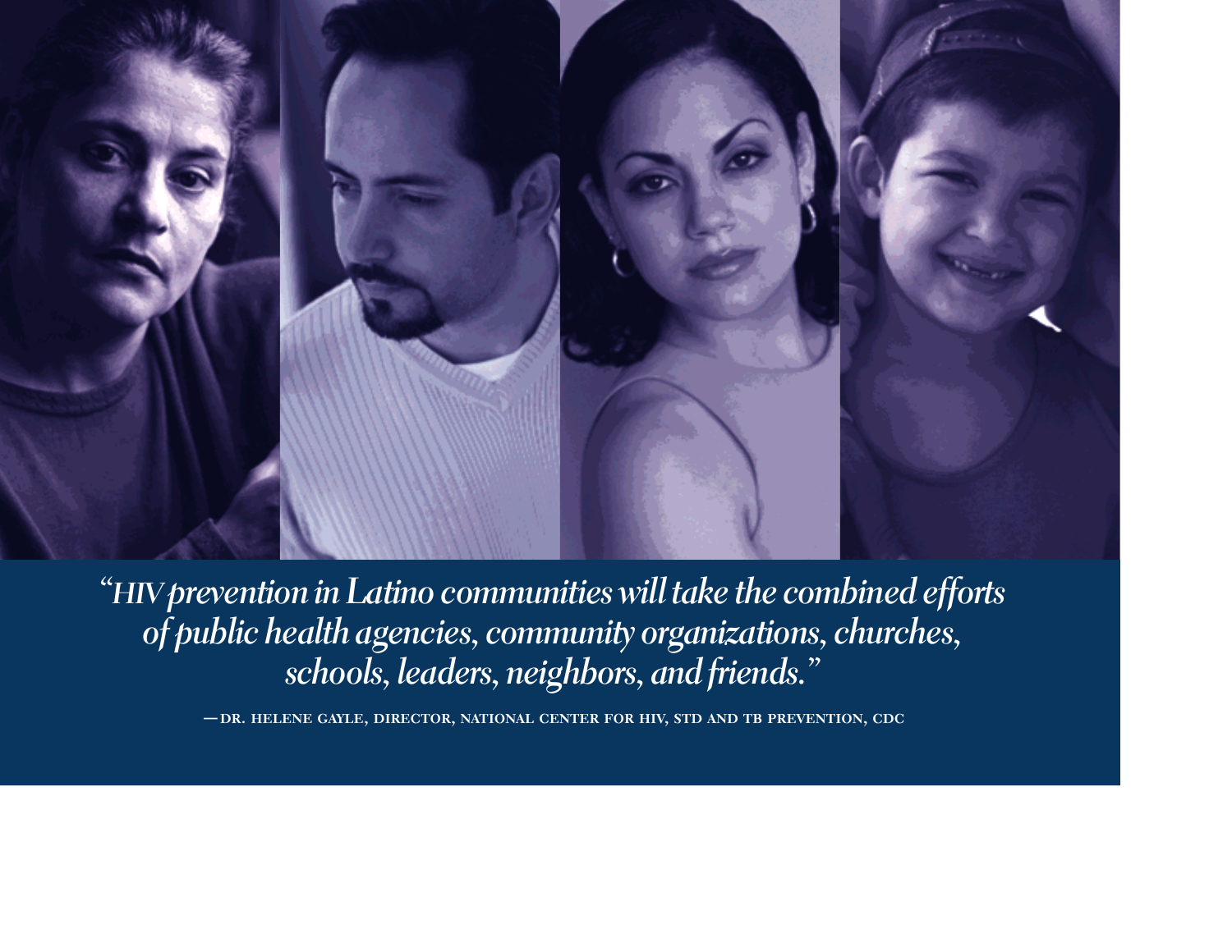*"HIV prevention in Latino communities will take the combined efforts of public health agencies, community organizations, churches, schools, leaders, neighbors, and friends."*

—DR. HELENE GAYLE, DIRECTOR, NATIONAL CENTER FOR HIV, STD AND TB PREVENTION, CDC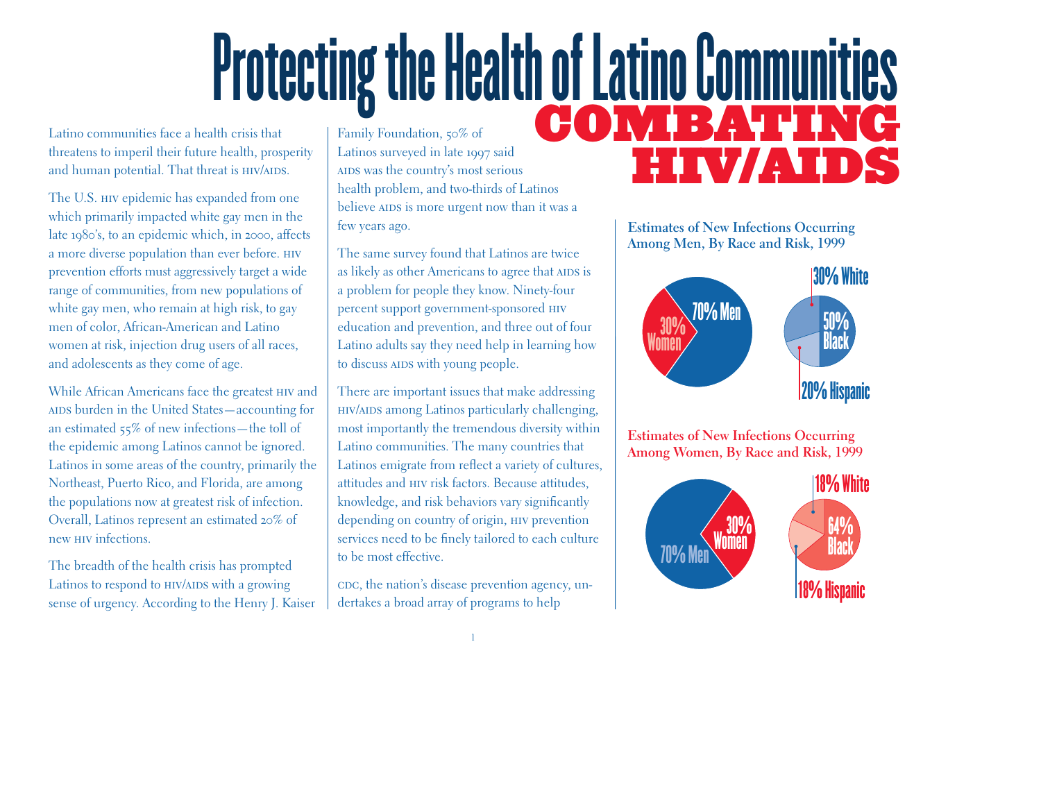# Protecting the Health of Latino Communities

## COMBATING HIV/AIDS

Latino communities face a health crisis that threatens to imperil their future health, prosperity and human potential. That threat is HIV/AIDS.

The U.S. HIV epidemic has expanded from one which primarily impacted white gay men in the late 1980's, to an epidemic which, in 2000, affects a more diverse population than ever before. HIV prevention efforts must aggressively target a wide range of communities, from new populations of white gay men, who remain at high risk, to gay men of color, African-American and Latino women at risk, injection drug users of all races, and adolescents as they come of age.

While African Americans face the greatest HIV and AIDS burden in the United States—accounting for an estimated 55% of new infections—the toll of the epidemic among Latinos cannot be ignored. Latinos in some areas of the country, primarily the Northeast, Puerto Rico, and Florida, are among the populations now at greatest risk of infection. Overall, Latinos represent an estimated 20% of new HIV infections.

The breadth of the health crisis has prompted Latinos to respond to HIV/AIDS with a growing sense of urgency. According to the Henry J. Kaiser Family Foundation, 50% of Latinos surveyed in late 1997 said AIDS was the country's most serious health problem, and two-thirds of Latinos believe AIDS is more urgent now than it was a few years ago.

The same survey found that Latinos are twice as likely as other Americans to agree that AIDS is a problem for people they know. Ninety-four percent support government-sponsored HIV education and prevention, and three out of four Latino adults say they need help in learning how to discuss AIDS with young people.

There are important issues that make addressing HIV/AIDS among Latinos particularly challenging, most importantly the tremendous diversity within Latino communities. The many countries that Latinos emigrate from reflect a variety of cultures, attitudes and HIV risk factors. Because attitudes, knowledge, and risk behaviors vary significantly depending on country of origin, HIV prevention services need to be finely tailored to each culture to be most effective.

CDC, the nation's disease prevention agency, undertakes a broad array of programs to help

**Estimates of New Infections Occurring Among Men, By Race and Risk, 1999**

- 70% Men
- 30% Women
- 30% White
- 50% Black
- 20% Hispanic

**Estimates of New Infections Occurring Among Women, By Race and Risk, 1999**

- 70% Men
- 30% Women
- 18% White
- 64% Black
- 18% Hispanic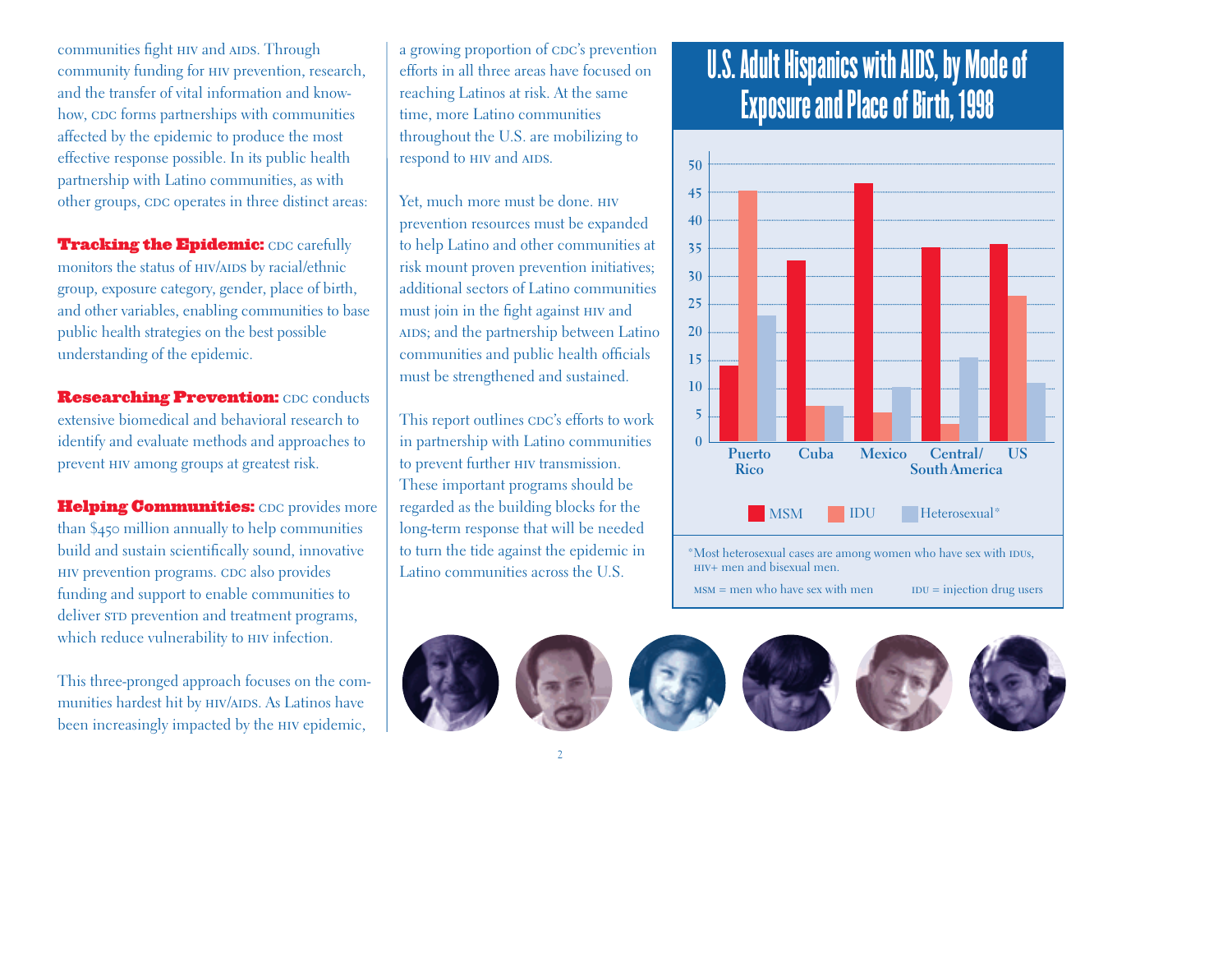communities fight HIV and AIDS. Through community funding for HIV prevention, research, and the transfer of vital information and know-how, CDC forms partnerships with communities affected by the epidemic to produce the most effective response possible. In its public health partnership with Latino communities, as with other groups, CDC operates in three distinct areas:

**Tracking the Epidemic:** CDC carefully monitors the status of HIV/AIDS by racial/ethnic group, exposure category, gender, place of birth, and other variables, enabling communities to base public health strategies on the best possible understanding of the epidemic.

**Researching Prevention:** CDC conducts extensive biomedical and behavioral research to identify and evaluate methods and approaches to prevent HIV among groups at greatest risk.

**Helping Communities:** CDC provides more than $450 million annually to help communities build and sustain scientifically sound, innovative HIV prevention programs. CDC also provides funding and support to enable communities to deliver STD prevention and treatment programs, which reduce vulnerability to HIV infection.

This three-pronged approach focuses on the communities hardest hit by HIV/AIDS. As Latinos have been increasingly impacted by the HIV epidemic, a growing proportion of CDC's prevention efforts in all three areas have focused on reaching Latinos at risk. At the same time, more Latino communities throughout the U.S. are mobilizing to respond to HIV and AIDS.

Yet, much more must be done. HIV prevention resources must be expanded to help Latino and other communities at risk mount proven prevention initiatives; additional sectors of Latino communities must join in the fight against HIV and AIDS; and the partnership between Latino communities and public health officials must be strengthened and sustained.

This report outlines CDC's efforts to work in partnership with Latino communities to prevent further HIV transmission. These important programs should be regarded as the building blocks for the long-term response that will be needed to turn the tide against the epidemic in Latino communities across the U.S.

## U.S. Adult Hispanics with AIDS, by Mode of Exposure and Place of Birth, 1998

| | MSM | IDU | Heterosexual* |
|---|---|---|---|
| Puerto Rico | 14 | 45 | 23 |
| Cuba | 33 | 7 | 7 |
| Mexico | 47 | 5 | 10 |
| Central/South America | 35 | 3 | 15 |
| US | 36 | 26 | 11 |

*Most heterosexual cases are among women who have sex with IDUs, HIV+ men and bisexual men.

MSM = men who have sex with men    IDU = injection drug users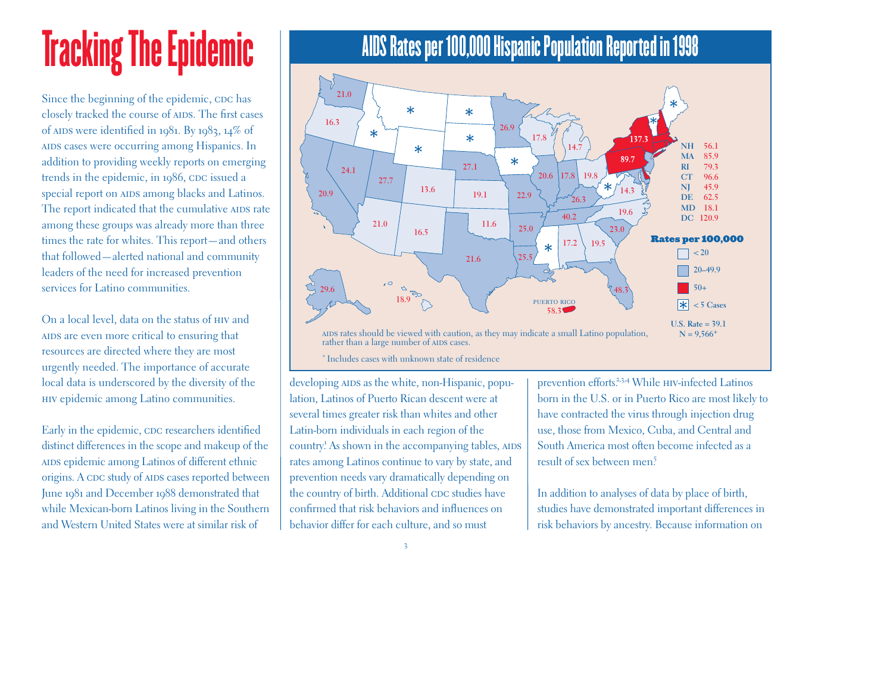# Tracking The Epidemic

Since the beginning of the epidemic, CDC has closely tracked the course of AIDS. The first cases of AIDS were identified in 1981. By 1983, 14% of AIDS cases were occurring among Hispanics. In addition to providing weekly reports on emerging trends in the epidemic, in 1986, CDC issued a special report on AIDS among blacks and Latinos. The report indicated that the cumulative AIDS rate among these groups was already more than three times the rate for whites. This report—and others that followed—alerted national and community leaders of the need for increased prevention services for Latino communities.

On a local level, data on the status of HIV and AIDS are even more critical to ensuring that resources are directed where they are most urgently needed. The importance of accurate local data is underscored by the diversity of the HIV epidemic among Latino communities.

Early in the epidemic, CDC researchers identified distinct differences in the scope and makeup of the AIDS epidemic among Latinos of different ethnic origins. A CDC study of AIDS cases reported between June 1981 and December 1988 demonstrated that while Mexican-born Latinos living in the Southern and Western United States were at similar risk of developing AIDS as the white, non-Hispanic, population, Latinos of Puerto Rican descent were at several times greater risk than whites and other Latin-born individuals in each region of the country.[1] As shown in the accompanying tables, AIDS rates among Latinos continue to vary by state, and prevention needs vary dramatically depending on the country of birth. Additional CDC studies have confirmed that risk behaviors and influences on behavior differ for each culture, and so must prevention efforts.[2,3,4] While HIV-infected Latinos born in the U.S. or in Puerto Rico are most likely to have contracted the virus through injection drug use, those from Mexico, Cuba, and Central and South America most often become infected as a result of sex between men.[5]

In addition to analyses of data by place of birth, studies have demonstrated important differences in risk behaviors by ancestry. Because information on

## AIDS Rates per 100,000 Hispanic Population Reported in 1998

| State | Rate |
|---|---|
| NH | 56.1 |
| MA | 85.9 |
| RI | 79.3 |
| CT | 96.6 |
| NJ | 45.9 |
| DE | 62.5 |
| MD | 18.1 |
| DC | 120.9 |

Rates per 100,000: < 20; 20–49.9; 50+; * < 5 Cases

U.S. Rate = 39.1
N = 9,566+

AIDS rates should be viewed with caution, as they may indicate a small Latino population, rather than a large number of AIDS cases.

+ Includes cases with unknown state of residence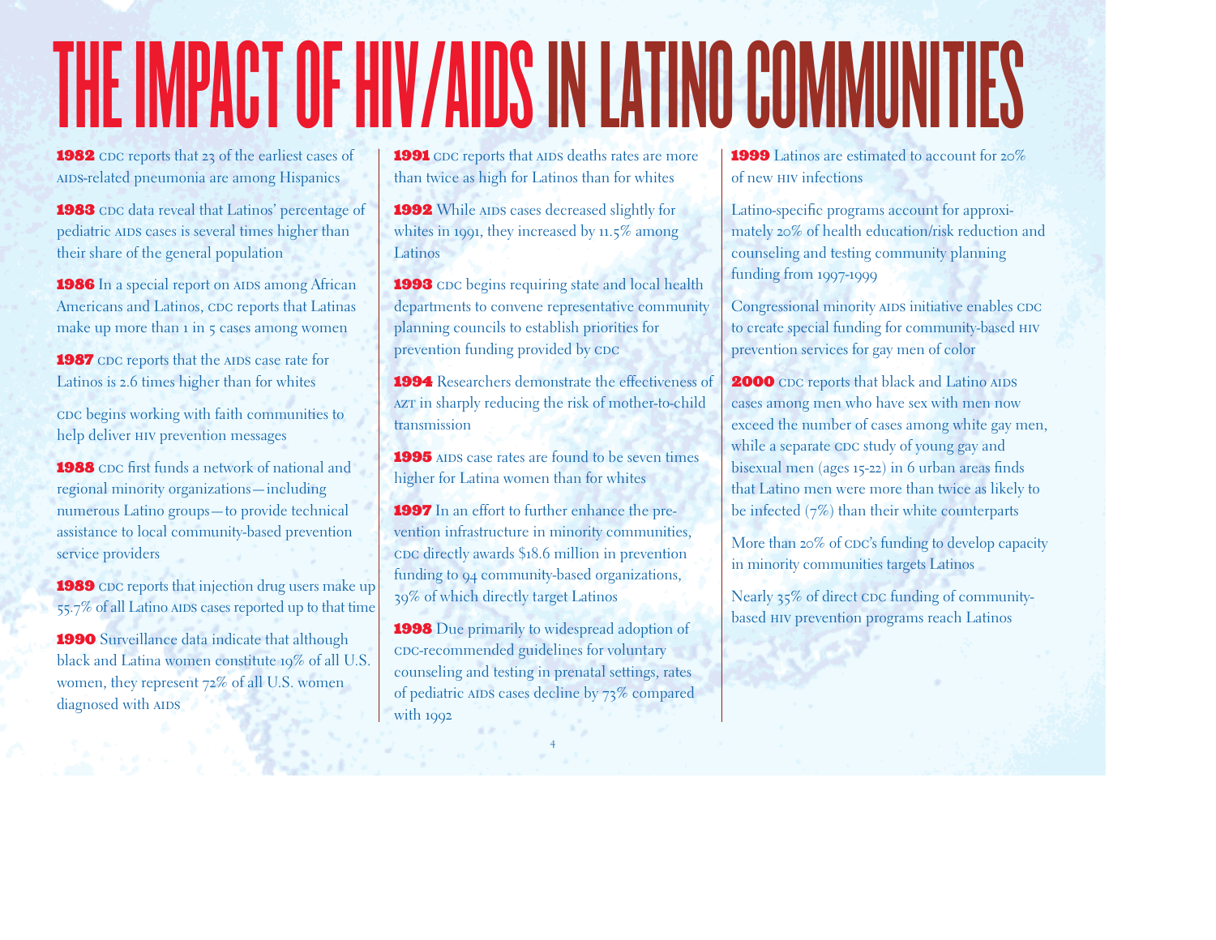# THE IMPACT OF HIV/AIDS IN LATINO COMMUNITIES

**1982** CDC reports that 23 of the earliest cases of AIDS-related pneumonia are among Hispanics

**1983** CDC data reveal that Latinos' percentage of pediatric AIDS cases is several times higher than their share of the general population

**1986** In a special report on AIDS among African Americans and Latinos, CDC reports that Latinas make up more than 1 in 5 cases among women

**1987** CDC reports that the AIDS case rate for Latinos is 2.6 times higher than for whites

CDC begins working with faith communities to help deliver HIV prevention messages

**1988** CDC first funds a network of national and regional minority organizations—including numerous Latino groups—to provide technical assistance to local community-based prevention service providers

**1989** CDC reports that injection drug users make up 55.7% of all Latino AIDS cases reported up to that time

**1990** Surveillance data indicate that although black and Latina women constitute 19% of all U.S. women, they represent 72% of all U.S. women diagnosed with AIDS

**1991** CDC reports that AIDS deaths rates are more than twice as high for Latinos than for whites

**1992** While AIDS cases decreased slightly for whites in 1991, they increased by 11.5% among Latinos

**1993** CDC begins requiring state and local health departments to convene representative community planning councils to establish priorities for prevention funding provided by CDC

**1994** Researchers demonstrate the effectiveness of AZT in sharply reducing the risk of mother-to-child transmission

**1995** AIDS case rates are found to be seven times higher for Latina women than for whites

**1997** In an effort to further enhance the prevention infrastructure in minority communities, CDC directly awards $18.6 million in prevention funding to 94 community-based organizations, 39% of which directly target Latinos

**1998** Due primarily to widespread adoption of CDC-recommended guidelines for voluntary counseling and testing in prenatal settings, rates of pediatric AIDS cases decline by 73% compared with 1992

**1999** Latinos are estimated to account for 20% of new HIV infections

Latino-specific programs account for approximately 20% of health education/risk reduction and counseling and testing community planning funding from 1997-1999

Congressional minority AIDS initiative enables CDC to create special funding for community-based HIV prevention services for gay men of color

**2000** CDC reports that black and Latino AIDS cases among men who have sex with men now exceed the number of cases among white gay men, while a separate CDC study of young gay and bisexual men (ages 15-22) in 6 urban areas finds that Latino men were more than twice as likely to be infected (7%) than their white counterparts

More than 20% of CDC's funding to develop capacity in minority communities targets Latinos

Nearly 35% of direct CDC funding of community-based HIV prevention programs reach Latinos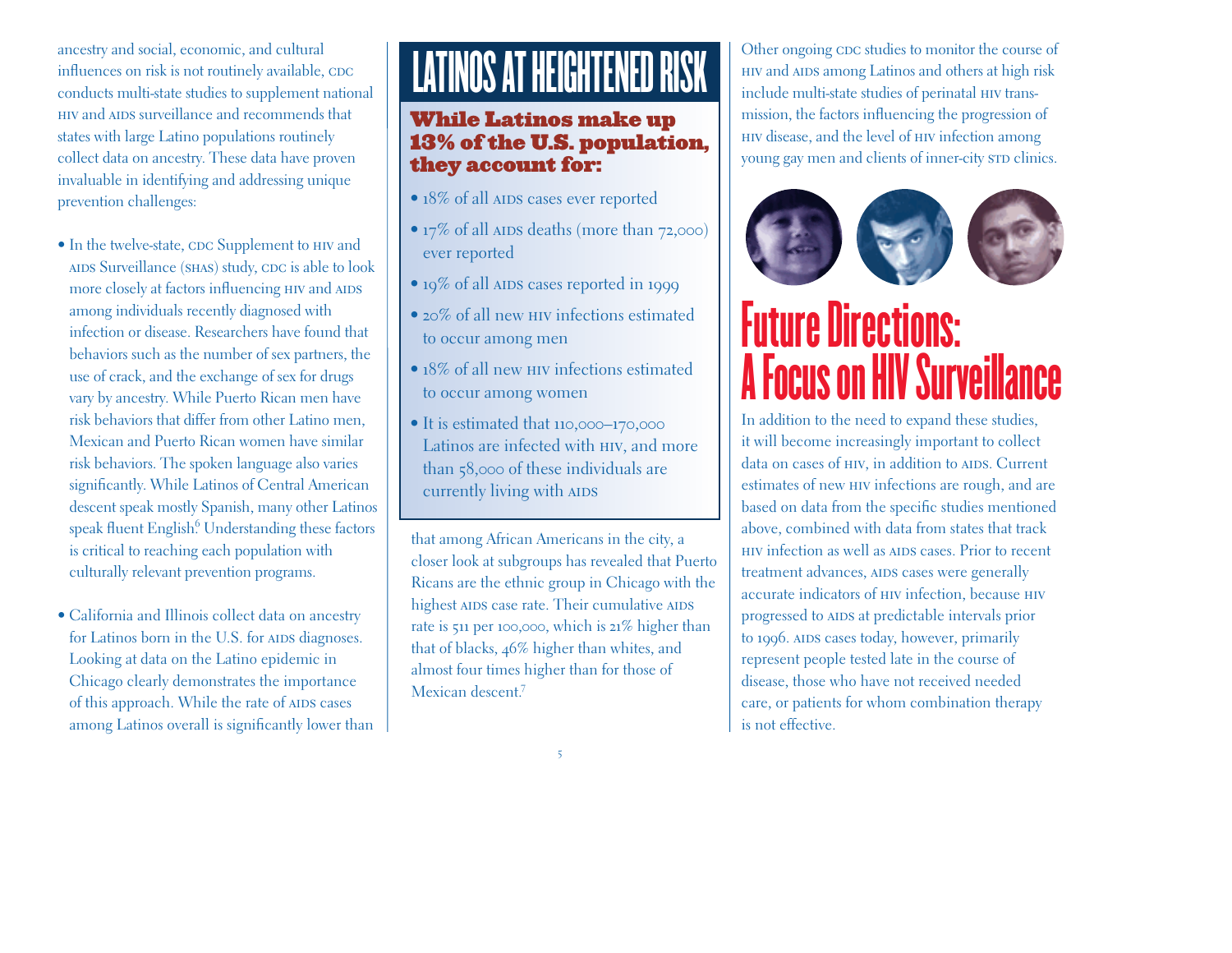ancestry and social, economic, and cultural influences on risk is not routinely available, CDC conducts multi-state studies to supplement national HIV and AIDS surveillance and recommends that states with large Latino populations routinely collect data on ancestry. These data have proven invaluable in identifying and addressing unique prevention challenges:

- In the twelve-state, CDC Supplement to HIV and AIDS Surveillance (SHAS) study, CDC is able to look more closely at factors influencing HIV and AIDS among individuals recently diagnosed with infection or disease. Researchers have found that behaviors such as the number of sex partners, the use of crack, and the exchange of sex for drugs vary by ancestry. While Puerto Rican men have risk behaviors that differ from other Latino men, Mexican and Puerto Rican women have similar risk behaviors. The spoken language also varies significantly. While Latinos of Central American descent speak mostly Spanish, many other Latinos speak fluent English.[6] Understanding these factors is critical to reaching each population with culturally relevant prevention programs.

- California and Illinois collect data on ancestry for Latinos born in the U.S. for AIDS diagnoses. Looking at data on the Latino epidemic in Chicago clearly demonstrates the importance of this approach. While the rate of AIDS cases among Latinos overall is significantly lower than that among African Americans in the city, a closer look at subgroups has revealed that Puerto Ricans are the ethnic group in Chicago with the highest AIDS case rate. Their cumulative AIDS rate is 511 per 100,000, which is 21% higher than that of blacks, 46% higher than whites, and almost four times higher than for those of Mexican descent.[7]

## LATINOS AT HEIGHTENED RISK

**While Latinos make up 13% of the U.S. population, they account for:**

- 18% of all AIDS cases ever reported
- 17% of all AIDS deaths (more than 72,000) ever reported
- 19% of all AIDS cases reported in 1999
- 20% of all new HIV infections estimated to occur among men
- 18% of all new HIV infections estimated to occur among women
- It is estimated that 110,000–170,000 Latinos are infected with HIV, and more than 58,000 of these individuals are currently living with AIDS

Other ongoing CDC studies to monitor the course of HIV and AIDS among Latinos and others at high risk include multi-state studies of perinatal HIV transmission, the factors influencing the progression of HIV disease, and the level of HIV infection among young gay men and clients of inner-city STD clinics.

# Future Directions: A Focus on HIV Surveillance

In addition to the need to expand these studies, it will become increasingly important to collect data on cases of HIV, in addition to AIDS. Current estimates of new HIV infections are rough, and are based on data from the specific studies mentioned above, combined with data from states that track HIV infection as well as AIDS cases. Prior to recent treatment advances, AIDS cases were generally accurate indicators of HIV infection, because HIV progressed to AIDS at predictable intervals prior to 1996. AIDS cases today, however, primarily represent people tested late in the course of disease, those who have not received needed care, or patients for whom combination therapy is not effective.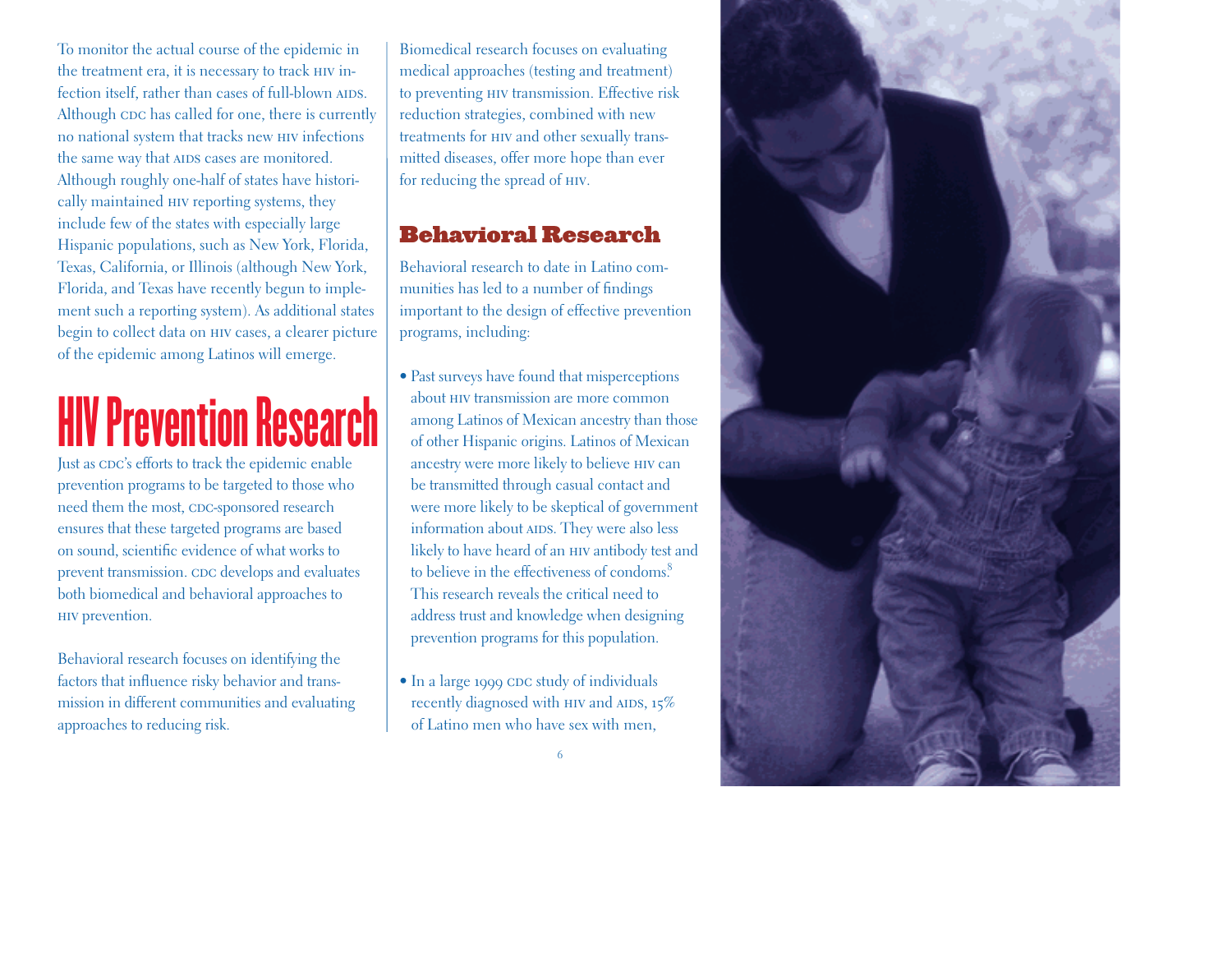To monitor the actual course of the epidemic in the treatment era, it is necessary to track HIV infection itself, rather than cases of full-blown AIDS. Although CDC has called for one, there is currently no national system that tracks new HIV infections the same way that AIDS cases are monitored. Although roughly one-half of states have historically maintained HIV reporting systems, they include few of the states with especially large Hispanic populations, such as New York, Florida, Texas, California, or Illinois (although New York, Florida, and Texas have recently begun to implement such a reporting system). As additional states begin to collect data on HIV cases, a clearer picture of the epidemic among Latinos will emerge.

# HIV Prevention Research

Just as CDC's efforts to track the epidemic enable prevention programs to be targeted to those who need them the most, CDC-sponsored research ensures that these targeted programs are based on sound, scientific evidence of what works to prevent transmission. CDC develops and evaluates both biomedical and behavioral approaches to HIV prevention.

Behavioral research focuses on identifying the factors that influence risky behavior and transmission in different communities and evaluating approaches to reducing risk.

Biomedical research focuses on evaluating medical approaches (testing and treatment) to preventing HIV transmission. Effective risk reduction strategies, combined with new treatments for HIV and other sexually transmitted diseases, offer more hope than ever for reducing the spread of HIV.

## Behavioral Research

Behavioral research to date in Latino communities has led to a number of findings important to the design of effective prevention programs, including:

- Past surveys have found that misperceptions about HIV transmission are more common among Latinos of Mexican ancestry than those of other Hispanic origins. Latinos of Mexican ancestry were more likely to believe HIV can be transmitted through casual contact and were more likely to be skeptical of government information about AIDS. They were also less likely to have heard of an HIV antibody test and to believe in the effectiveness of condoms.[8] This research reveals the critical need to address trust and knowledge when designing prevention programs for this population.
- In a large 1999 CDC study of individuals recently diagnosed with HIV and AIDS, 15% of Latino men who have sex with men,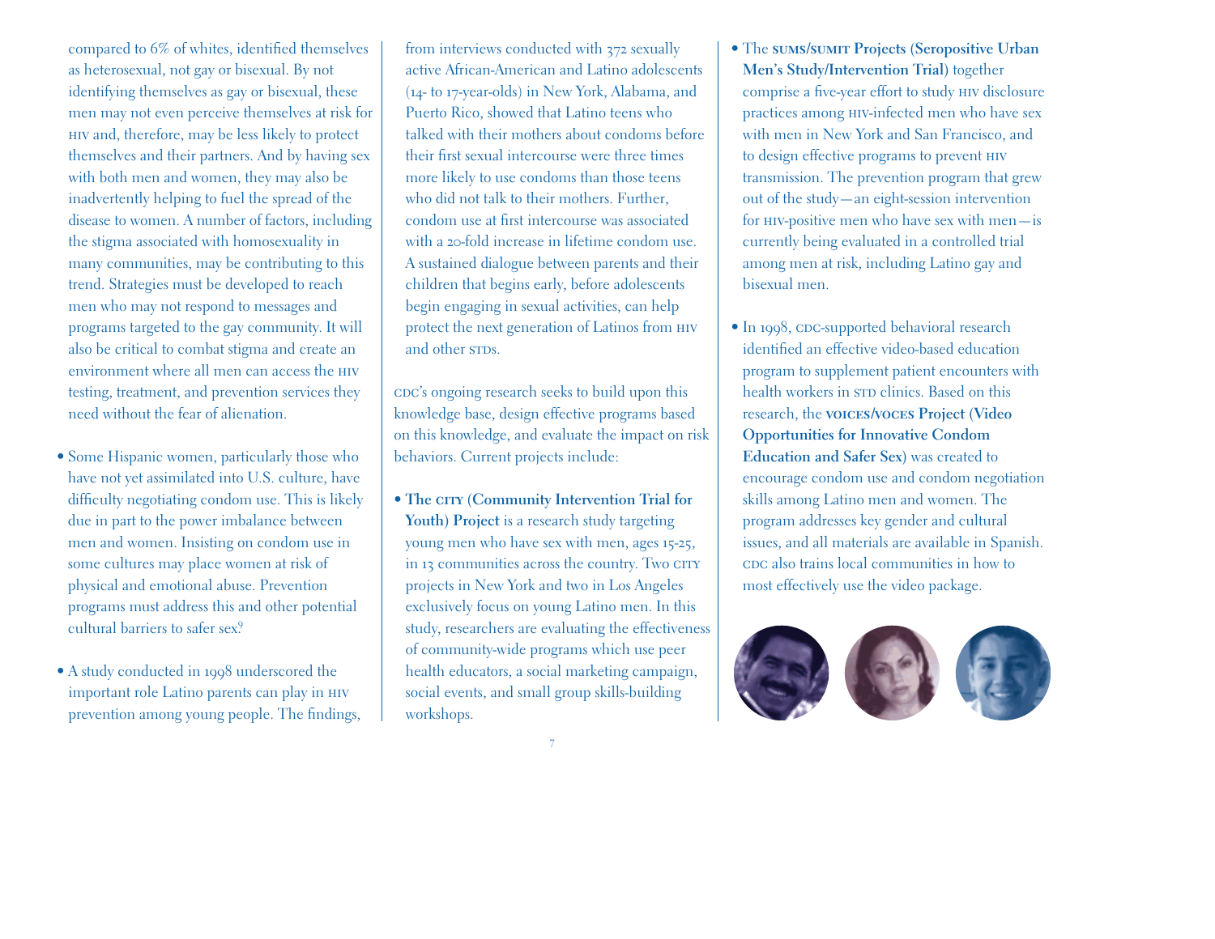compared to 6% of whites, identified themselves as heterosexual, not gay or bisexual. By not identifying themselves as gay or bisexual, these men may not even perceive themselves at risk for HIV and, therefore, may be less likely to protect themselves and their partners. And by having sex with both men and women, they may also be inadvertently helping to fuel the spread of the disease to women. A number of factors, including the stigma associated with homosexuality in many communities, may be contributing to this trend. Strategies must be developed to reach men who may not respond to messages and programs targeted to the gay community. It will also be critical to combat stigma and create an environment where all men can access the HIV testing, treatment, and prevention services they need without the fear of alienation.

- Some Hispanic women, particularly those who have not yet assimilated into U.S. culture, have difficulty negotiating condom use. This is likely due in part to the power imbalance between men and women. Insisting on condom use in some cultures may place women at risk of physical and emotional abuse. Prevention programs must address this and other potential cultural barriers to safer sex.[9]

- A study conducted in 1998 underscored the important role Latino parents can play in HIV prevention among young people. The findings, from interviews conducted with 372 sexually active African-American and Latino adolescents (14- to 17-year-olds) in New York, Alabama, and Puerto Rico, showed that Latino teens who talked with their mothers about condoms before their first sexual intercourse were three times more likely to use condoms than those teens who did not talk to their mothers. Further, condom use at first intercourse was associated with a 20-fold increase in lifetime condom use. A sustained dialogue between parents and their children that begins early, before adolescents begin engaging in sexual activities, can help protect the next generation of Latinos from HIV and other STDs.

CDC's ongoing research seeks to build upon this knowledge base, design effective programs based on this knowledge, and evaluate the impact on risk behaviors. Current projects include:

- **The CITY (Community Intervention Trial for Youth) Project** is a research study targeting young men who have sex with men, ages 15-25, in 13 communities across the country. Two CITY projects in New York and two in Los Angeles exclusively focus on young Latino men. In this study, researchers are evaluating the effectiveness of community-wide programs which use peer health educators, a social marketing campaign, social events, and small group skills-building workshops.

- The **SUMS/SUMIT Projects (Seropositive Urban Men's Study/Intervention Trial)** together comprise a five-year effort to study HIV disclosure practices among HIV-infected men who have sex with men in New York and San Francisco, and to design effective programs to prevent HIV transmission. The prevention program that grew out of the study—an eight-session intervention for HIV-positive men who have sex with men—is currently being evaluated in a controlled trial among men at risk, including Latino gay and bisexual men.

- In 1998, CDC-supported behavioral research identified an effective video-based education program to supplement patient encounters with health workers in STD clinics. Based on this research, the **VOICES/VOCES Project (Video Opportunities for Innovative Condom Education and Safer Sex)** was created to encourage condom use and condom negotiation skills among Latino men and women. The program addresses key gender and cultural issues, and all materials are available in Spanish. CDC also trains local communities in how to most effectively use the video package.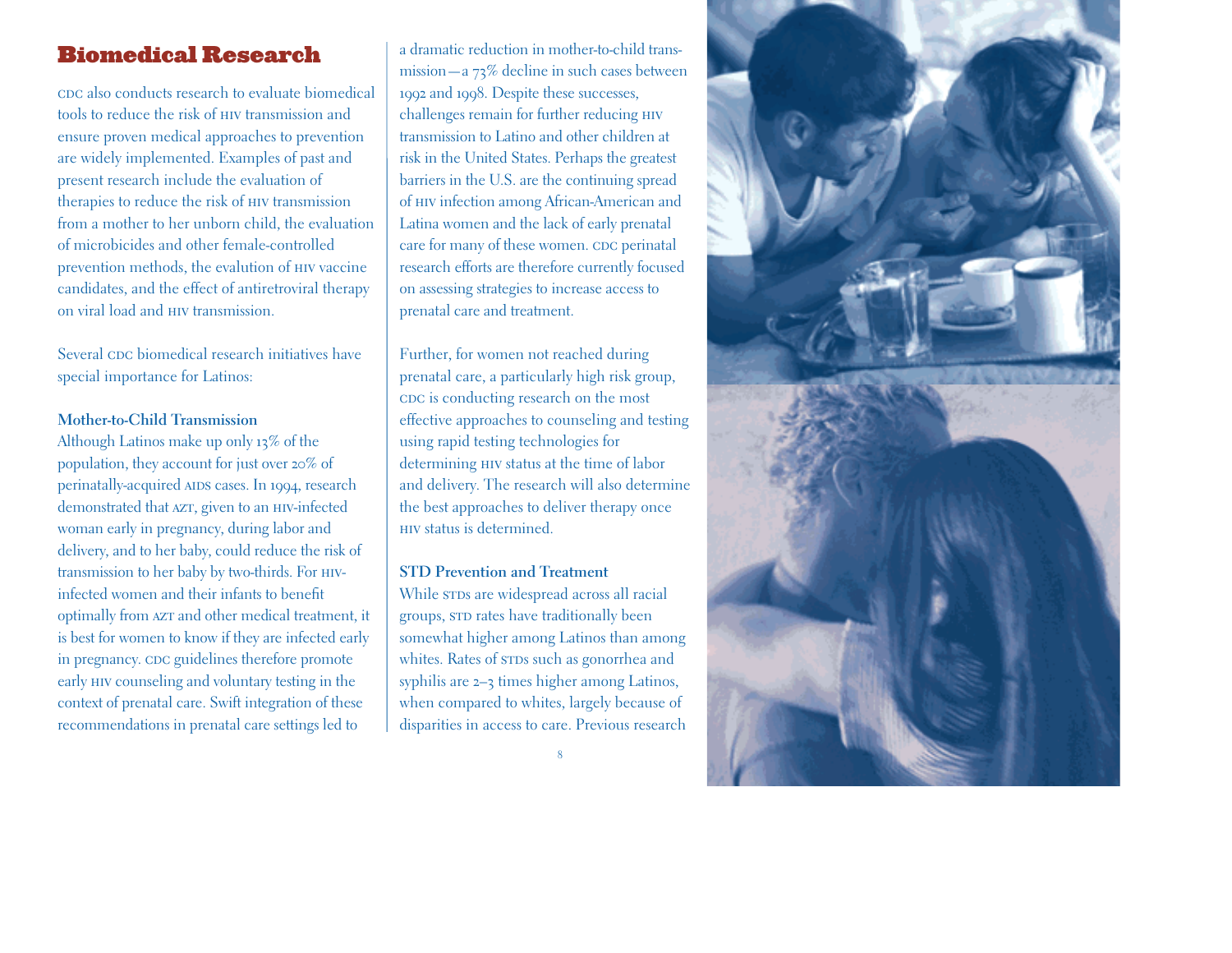## Biomedical Research

CDC also conducts research to evaluate biomedical tools to reduce the risk of HIV transmission and ensure proven medical approaches to prevention are widely implemented. Examples of past and present research include the evaluation of therapies to reduce the risk of HIV transmission from a mother to her unborn child, the evaluation of microbicides and other female-controlled prevention methods, the evalution of HIV vaccine candidates, and the effect of antiretroviral therapy on viral load and HIV transmission.

Several CDC biomedical research initiatives have special importance for Latinos:

### Mother-to-Child Transmission

Although Latinos make up only 13% of the population, they account for just over 20% of perinatally-acquired AIDS cases. In 1994, research demonstrated that AZT, given to an HIV-infected woman early in pregnancy, during labor and delivery, and to her baby, could reduce the risk of transmission to her baby by two-thirds. For HIV-infected women and their infants to benefit optimally from AZT and other medical treatment, it is best for women to know if they are infected early in pregnancy. CDC guidelines therefore promote early HIV counseling and voluntary testing in the context of prenatal care. Swift integration of these recommendations in prenatal care settings led to a dramatic reduction in mother-to-child transmission—a 73% decline in such cases between 1992 and 1998. Despite these successes, challenges remain for further reducing HIV transmission to Latino and other children at risk in the United States. Perhaps the greatest barriers in the U.S. are the continuing spread of HIV infection among African-American and Latina women and the lack of early prenatal care for many of these women. CDC perinatal research efforts are therefore currently focused on assessing strategies to increase access to prenatal care and treatment.

Further, for women not reached during prenatal care, a particularly high risk group, CDC is conducting research on the most effective approaches to counseling and testing using rapid testing technologies for determining HIV status at the time of labor and delivery. The research will also determine the best approaches to deliver therapy once HIV status is determined.

### STD Prevention and Treatment

While STDs are widespread across all racial groups, STD rates have traditionally been somewhat higher among Latinos than among whites. Rates of STDs such as gonorrhea and syphilis are 2–3 times higher among Latinos, when compared to whites, largely because of disparities in access to care. Previous research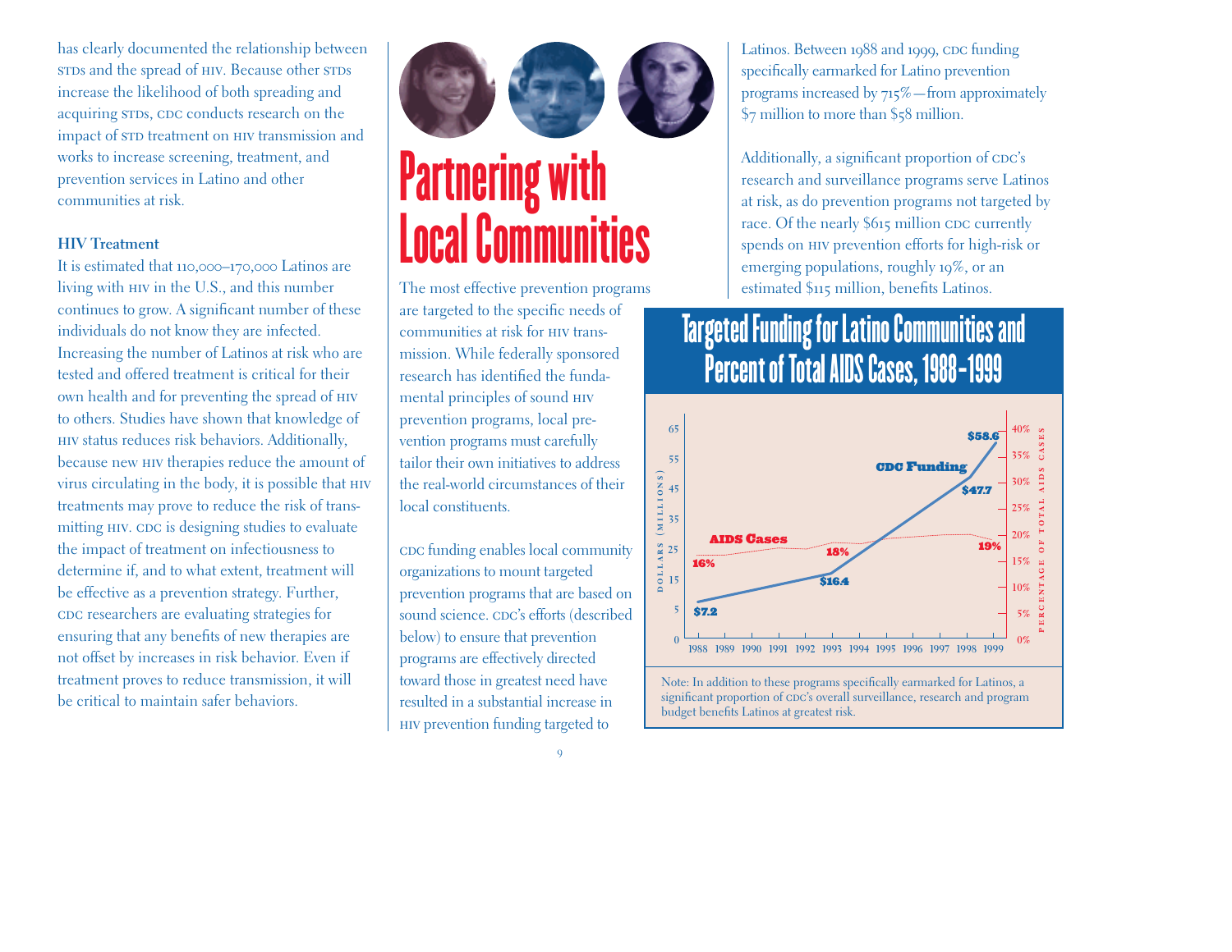has clearly documented the relationship between STDs and the spread of HIV. Because other STDs increase the likelihood of both spreading and acquiring STDs, CDC conducts research on the impact of STD treatment on HIV transmission and works to increase screening, treatment, and prevention services in Latino and other communities at risk.

### HIV Treatment

It is estimated that 110,000–170,000 Latinos are living with HIV in the U.S., and this number continues to grow. A significant number of these individuals do not know they are infected. Increasing the number of Latinos at risk who are tested and offered treatment is critical for their own health and for preventing the spread of HIV to others. Studies have shown that knowledge of HIV status reduces risk behaviors. Additionally, because new HIV therapies reduce the amount of virus circulating in the body, it is possible that HIV treatments may prove to reduce the risk of transmitting HIV. CDC is designing studies to evaluate the impact of treatment on infectiousness to determine if, and to what extent, treatment will be effective as a prevention strategy. Further, CDC researchers are evaluating strategies for ensuring that any benefits of new therapies are not offset by increases in risk behavior. Even if treatment proves to reduce transmission, it will be critical to maintain safer behaviors.

# Partnering with Local Communities

The most effective prevention programs are targeted to the specific needs of communities at risk for HIV transmission. While federally sponsored research has identified the fundamental principles of sound HIV prevention programs, local prevention programs must carefully tailor their own initiatives to address the real-world circumstances of their local constituents.

CDC funding enables local community organizations to mount targeted prevention programs that are based on sound science. CDC's efforts (described below) to ensure that prevention programs are effectively directed toward those in greatest need have resulted in a substantial increase in HIV prevention funding targeted to Latinos. Between 1988 and 1999, CDC funding specifically earmarked for Latino prevention programs increased by 715%—from approximately $7 million to more than $58 million.

Additionally, a significant proportion of CDC's research and surveillance programs serve Latinos at risk, as do prevention programs not targeted by race. Of the nearly $615 million CDC currently spends on HIV prevention efforts for high-risk or emerging populations, roughly 19%, or an estimated $115 million, benefits Latinos.

## Targeted Funding for Latino Communities and Percent of Total AIDS Cases, 1988–1999

| Year | CDC Funding (Dollars, millions) | AIDS Cases (Percentage of total AIDS cases) |
|---|---|---|
| 1988 | $7.2 | 16% |
| 1993 | $16.4 | 18% |
| 1998 | $47.7 | |
| 1999 | $58.6 | 19% |

Note: In addition to these programs specifically earmarked for Latinos, a significant proportion of CDC's overall surveillance, research and program budget benefits Latinos at greatest risk.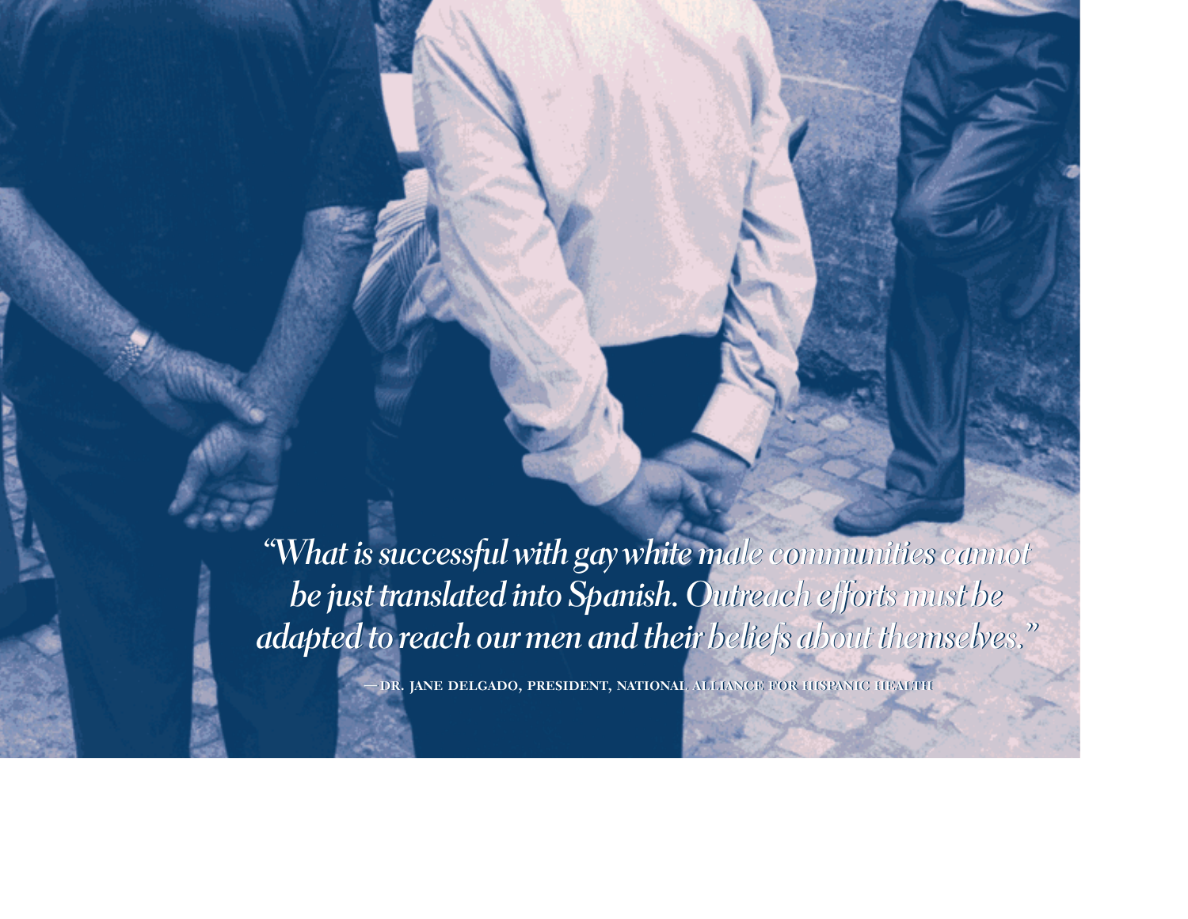*"What is successful with gay white male communities cannot be just translated into Spanish. Outreach efforts must be adapted to reach our men and their beliefs about themselves."*

— DR. JANE DELGADO, PRESIDENT, NATIONAL ALLIANCE FOR HISPANIC HEALTH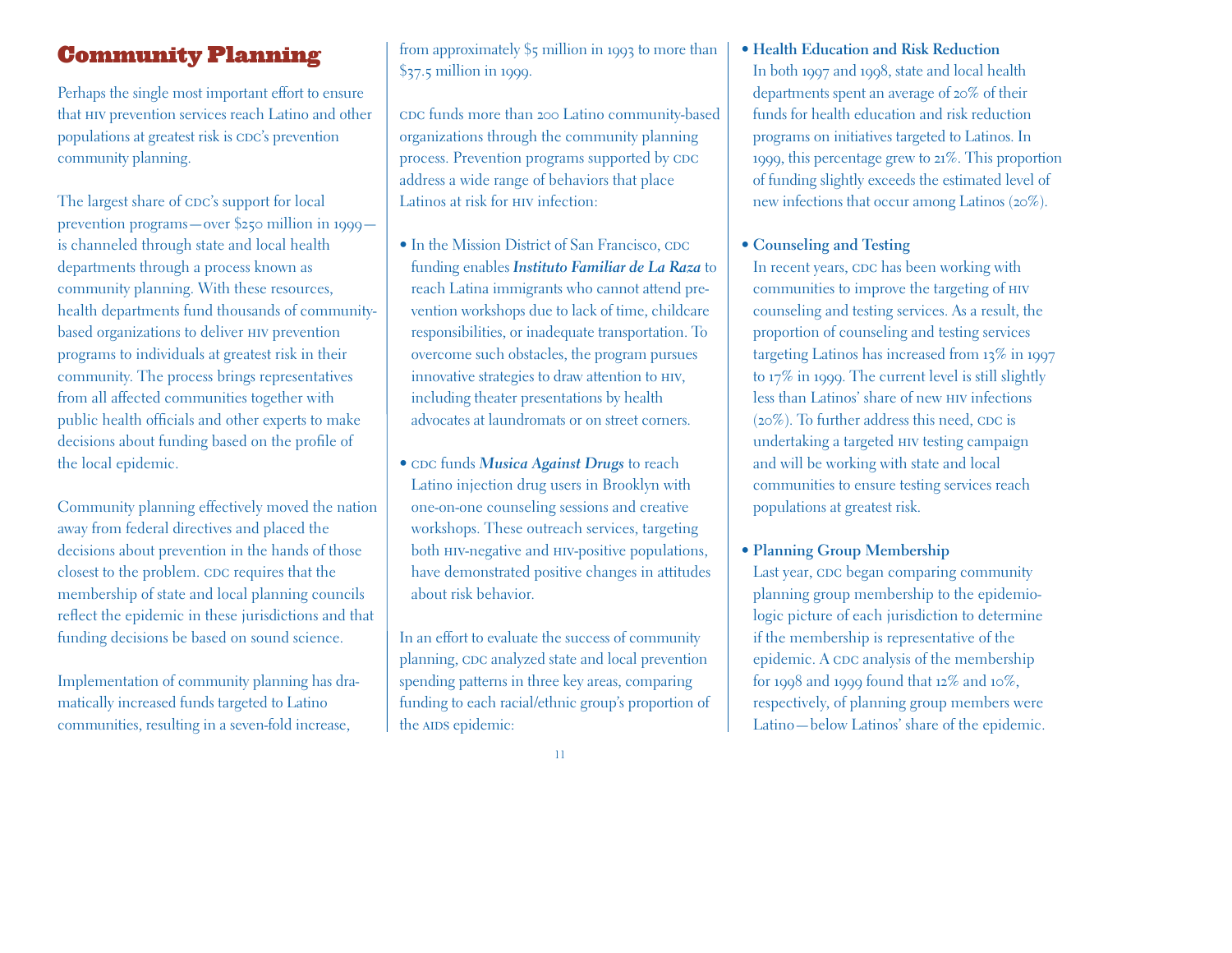## Community Planning

Perhaps the single most important effort to ensure that HIV prevention services reach Latino and other populations at greatest risk is CDC's prevention community planning.

The largest share of CDC's support for local prevention programs—over $250 million in 1999—is channeled through state and local health departments through a process known as community planning. With these resources, health departments fund thousands of community-based organizations to deliver HIV prevention programs to individuals at greatest risk in their community. The process brings representatives from all affected communities together with public health officials and other experts to make decisions about funding based on the profile of the local epidemic.

Community planning effectively moved the nation away from federal directives and placed the decisions about prevention in the hands of those closest to the problem. CDC requires that the membership of state and local planning councils reflect the epidemic in these jurisdictions and that funding decisions be based on sound science.

Implementation of community planning has dramatically increased funds targeted to Latino communities, resulting in a seven-fold increase, from approximately $5 million in 1993 to more than $37.5 million in 1999.

CDC funds more than 200 Latino community-based organizations through the community planning process. Prevention programs supported by CDC address a wide range of behaviors that place Latinos at risk for HIV infection:

- In the Mission District of San Francisco, CDC funding enables ***Instituto Familiar de La Raza*** to reach Latina immigrants who cannot attend prevention workshops due to lack of time, childcare responsibilities, or inadequate transportation. To overcome such obstacles, the program pursues innovative strategies to draw attention to HIV, including theater presentations by health advocates at laundromats or on street corners.
- CDC funds ***Musica Against Drugs*** to reach Latino injection drug users in Brooklyn with one-on-one counseling sessions and creative workshops. These outreach services, targeting both HIV-negative and HIV-positive populations, have demonstrated positive changes in attitudes about risk behavior.

In an effort to evaluate the success of community planning, CDC analyzed state and local prevention spending patterns in three key areas, comparing funding to each racial/ethnic group's proportion of the AIDS epidemic:

- **Health Education and Risk Reduction**
  In both 1997 and 1998, state and local health departments spent an average of 20% of their funds for health education and risk reduction programs on initiatives targeted to Latinos. In 1999, this percentage grew to 21%. This proportion of funding slightly exceeds the estimated level of new infections that occur among Latinos (20%).

- **Counseling and Testing**
  In recent years, CDC has been working with communities to improve the targeting of HIV counseling and testing services. As a result, the proportion of counseling and testing services targeting Latinos has increased from 13% in 1997 to 17% in 1999. The current level is still slightly less than Latinos' share of new HIV infections (20%). To further address this need, CDC is undertaking a targeted HIV testing campaign and will be working with state and local communities to ensure testing services reach populations at greatest risk.

- **Planning Group Membership**
  Last year, CDC began comparing community planning group membership to the epidemiologic picture of each jurisdiction to determine if the membership is representative of the epidemic. A CDC analysis of the membership for 1998 and 1999 found that 12% and 10%, respectively, of planning group members were Latino—below Latinos' share of the epidemic.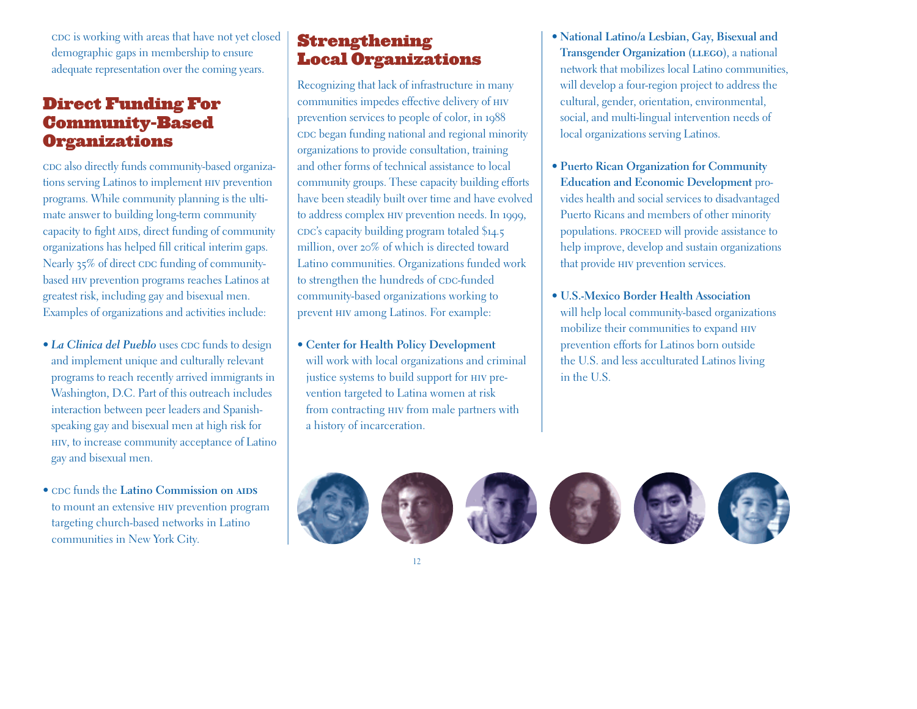CDC is working with areas that have not yet closed demographic gaps in membership to ensure adequate representation over the coming years.

## Direct Funding For Community-Based Organizations

CDC also directly funds community-based organizations serving Latinos to implement HIV prevention programs. While community planning is the ultimate answer to building long-term community capacity to fight AIDS, direct funding of community organizations has helped fill critical interim gaps. Nearly 35% of direct CDC funding of community-based HIV prevention programs reaches Latinos at greatest risk, including gay and bisexual men. Examples of organizations and activities include:

- ***La Clinica del Pueblo*** uses CDC funds to design and implement unique and culturally relevant programs to reach recently arrived immigrants in Washington, D.C. Part of this outreach includes interaction between peer leaders and Spanish-speaking gay and bisexual men at high risk for HIV, to increase community acceptance of Latino gay and bisexual men.

- CDC funds the **Latino Commission on AIDS** to mount an extensive HIV prevention program targeting church-based networks in Latino communities in New York City.

## Strengthening Local Organizations

Recognizing that lack of infrastructure in many communities impedes effective delivery of HIV prevention services to people of color, in 1988 CDC began funding national and regional minority organizations to provide consultation, training and other forms of technical assistance to local community groups. These capacity building efforts have been steadily built over time and have evolved to address complex HIV prevention needs. In 1999, CDC's capacity building program totaled $14.5 million, over 20% of which is directed toward Latino communities. Organizations funded work to strengthen the hundreds of CDC-funded community-based organizations working to prevent HIV among Latinos. For example:

- **Center for Health Policy Development** will work with local organizations and criminal justice systems to build support for HIV prevention targeted to Latina women at risk from contracting HIV from male partners with a history of incarceration.

- **National Latino/a Lesbian, Gay, Bisexual and Transgender Organization (LLEGO)**, a national network that mobilizes local Latino communities, will develop a four-region project to address the cultural, gender, orientation, environmental, social, and multi-lingual intervention needs of local organizations serving Latinos.

- **Puerto Rican Organization for Community Education and Economic Development** provides health and social services to disadvantaged Puerto Ricans and members of other minority populations. PROCEED will provide assistance to help improve, develop and sustain organizations that provide HIV prevention services.

- **U.S.-Mexico Border Health Association** will help local community-based organizations mobilize their communities to expand HIV prevention efforts for Latinos born outside the U.S. and less acculturated Latinos living in the U.S.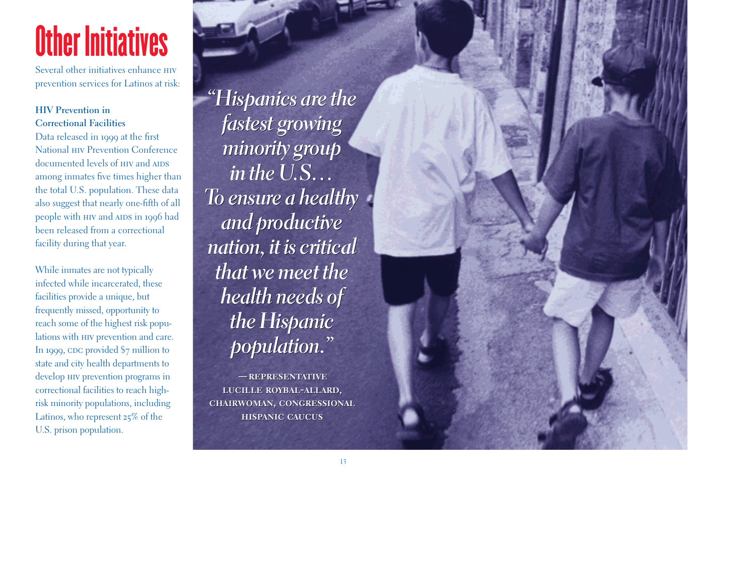# Other Initiatives

Several other initiatives enhance HIV prevention services for Latinos at risk:

**HIV Prevention in Correctional Facilities**

Data released in 1999 at the first National HIV Prevention Conference documented levels of HIV and AIDS among inmates five times higher than the total U.S. population. These data also suggest that nearly one-fifth of all people with HIV and AIDS in 1996 had been released from a correctional facility during that year.

While inmates are not typically infected while incarcerated, these facilities provide a unique, but frequently missed, opportunity to reach some of the highest risk populations with HIV prevention and care. In 1999, CDC provided $7 million to state and city health departments to develop HIV prevention programs in correctional facilities to reach high-risk minority populations, including Latinos, who represent 25% of the U.S. prison population.

*"Hispanics are the fastest growing minority group in the U.S.… To ensure a healthy and productive nation, it is critical that we meet the health needs of the Hispanic population."*

— REPRESENTATIVE LUCILLE ROYBAL-ALLARD, CHAIRWOMAN, CONGRESSIONAL HISPANIC CAUCUS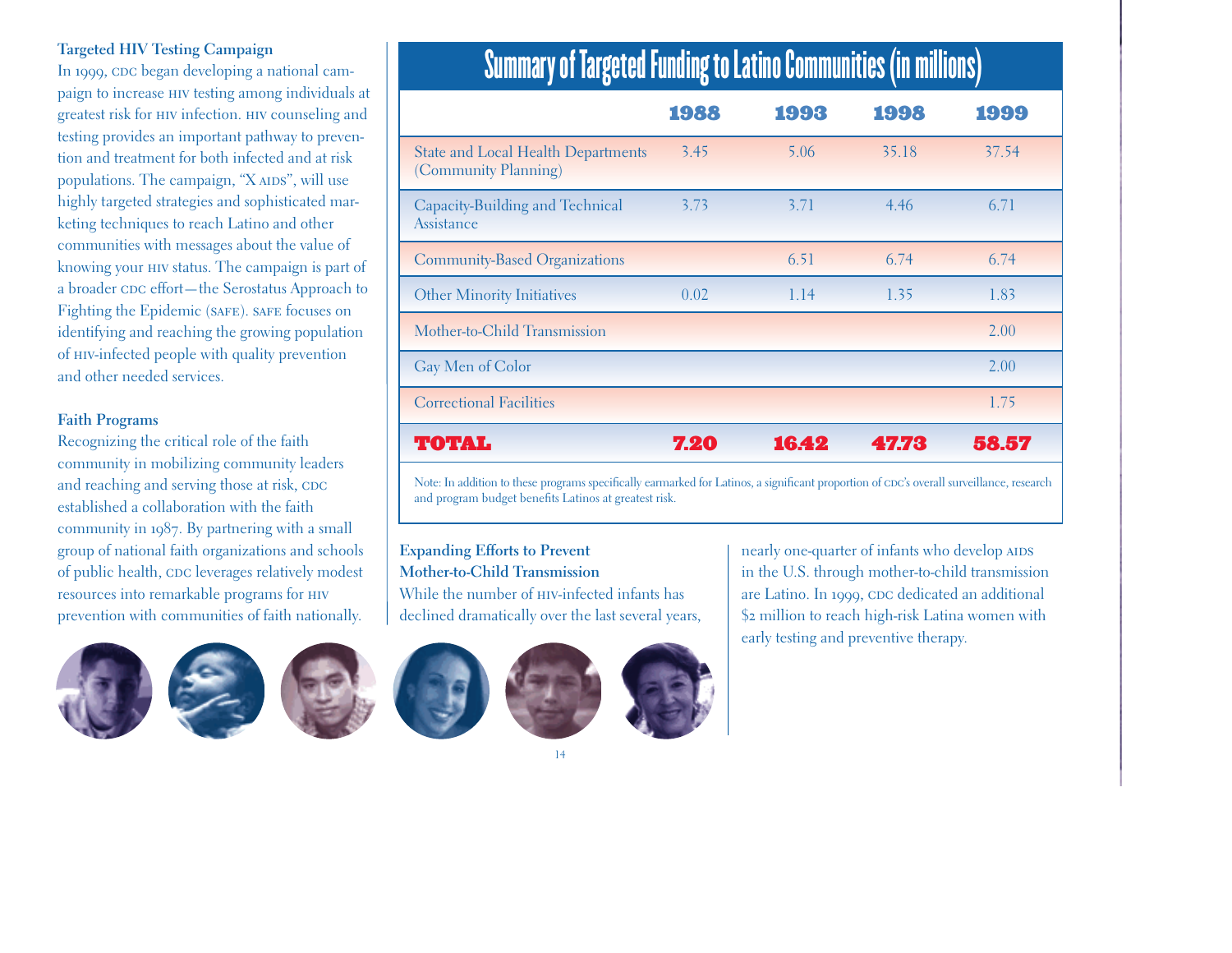### Targeted HIV Testing Campaign

In 1999, CDC began developing a national campaign to increase HIV testing among individuals at greatest risk for HIV infection. HIV counseling and testing provides an important pathway to prevention and treatment for both infected and at risk populations. The campaign, "X AIDS", will use highly targeted strategies and sophisticated marketing techniques to reach Latino and other communities with messages about the value of knowing your HIV status. The campaign is part of a broader CDC effort—the Serostatus Approach to Fighting the Epidemic (SAFE). SAFE focuses on identifying and reaching the growing population of HIV-infected people with quality prevention and other needed services.

### Faith Programs

Recognizing the critical role of the faith community in mobilizing community leaders and reaching and serving those at risk, CDC established a collaboration with the faith community in 1987. By partnering with a small group of national faith organizations and schools of public health, CDC leverages relatively modest resources into remarkable programs for HIV prevention with communities of faith nationally.

## Summary of Targeted Funding to Latino Communities (in millions)

| | 1988 | 1993 | 1998 | 1999 |
|---|---|---|---|---|
| State and Local Health Departments (Community Planning) | 3.45 | 5.06 | 35.18 | 37.54 |
| Capacity-Building and Technical Assistance | 3.73 | 3.71 | 4.46 | 6.71 |
| Community-Based Organizations | | 6.51 | 6.74 | 6.74 |
| Other Minority Initiatives | 0.02 | 1.14 | 1.35 | 1.83 |
| Mother-to-Child Transmission | | | | 2.00 |
| Gay Men of Color | | | | 2.00 |
| Correctional Facilities | | | | 1.75 |
| **TOTAL** | **7.20** | **16.42** | **47.73** | **58.57** |

Note: In addition to these programs specifically earmarked for Latinos, a significant proportion of CDC's overall surveillance, research and program budget benefits Latinos at greatest risk.

### Expanding Efforts to Prevent Mother-to-Child Transmission

While the number of HIV-infected infants has declined dramatically over the last several years, nearly one-quarter of infants who develop AIDS in the U.S. through mother-to-child transmission are Latino. In 1999, CDC dedicated an additional $2 million to reach high-risk Latina women with early testing and preventive therapy.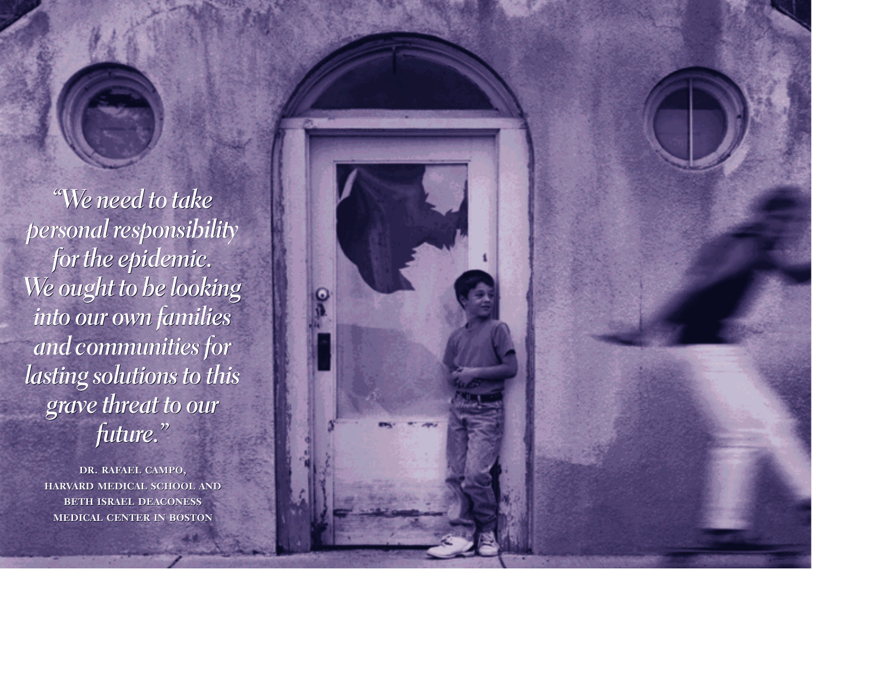*"We need to take personal responsibility for the epidemic. We ought to be looking into our own families and communities for lasting solutions to this grave threat to our future."*

DR. RAFAEL CAMPO,
HARVARD MEDICAL SCHOOL AND
BETH ISRAEL DEACONESS
MEDICAL CENTER IN BOSTON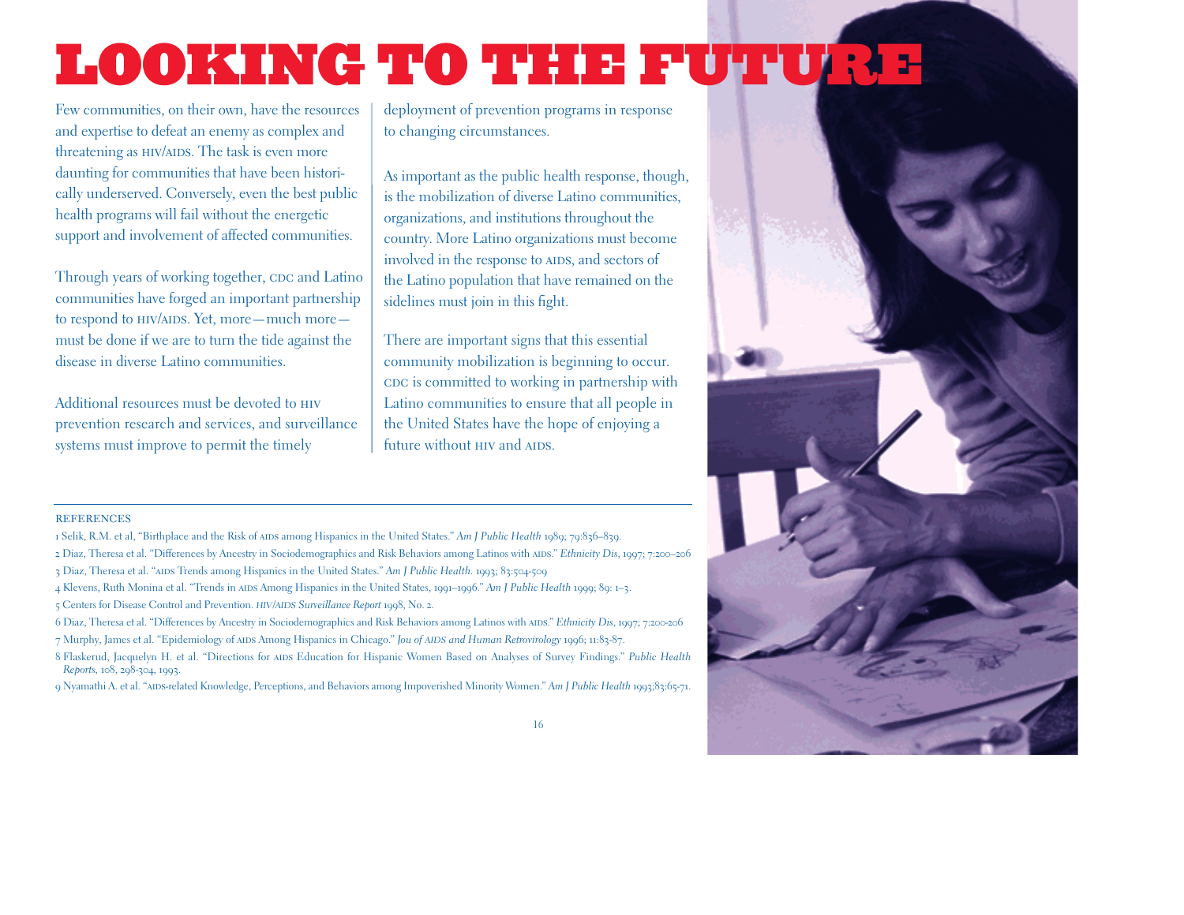# LOOKING TO THE FUTURE

Few communities, on their own, have the resources and expertise to defeat an enemy as complex and threatening as HIV/AIDS. The task is even more daunting for communities that have been historically underserved. Conversely, even the best public health programs will fail without the energetic support and involvement of affected communities.

Through years of working together, CDC and Latino communities have forged an important partnership to respond to HIV/AIDS. Yet, more—much more—must be done if we are to turn the tide against the disease in diverse Latino communities.

Additional resources must be devoted to HIV prevention research and services, and surveillance systems must improve to permit the timely deployment of prevention programs in response to changing circumstances.

As important as the public health response, though, is the mobilization of diverse Latino communities, organizations, and institutions throughout the country. More Latino organizations must become involved in the response to AIDS, and sectors of the Latino population that have remained on the sidelines must join in this fight.

There are important signs that this essential community mobilization is beginning to occur. CDC is committed to working in partnership with Latino communities to ensure that all people in the United States have the hope of enjoying a future without HIV and AIDS.

REFERENCES

1 Selik, R.M. et al, "Birthplace and the Risk of AIDS among Hispanics in the United States." *Am J Public Health* 1989; 79:836–839.

2 Diaz, Theresa et al. "Differences by Ancestry in Sociodemographics and Risk Behaviors among Latinos with AIDS." *Ethnicity Dis*, 1997; 7:200–206

3 Diaz, Theresa et al. "AIDS Trends among Hispanics in the United States." *Am J Public Health.* 1993; 83:504-509

4 Klevens, Ruth Monina et al. "Trends in AIDS Among Hispanics in the United States, 1991–1996." *Am J Public Health* 1999; 89: 1–3.

5 Centers for Disease Control and Prevention. *HIV/AIDS Surveillance Report* 1998, No. 2.

6 Diaz, Theresa et al. "Differences by Ancestry in Sociodemographics and Risk Behaviors among Latinos with AIDS." *Ethnicity Dis*, 1997; 7:200-206

7 Murphy, James et al. "Epidemiology of AIDS Among Hispanics in Chicago." *Jou of AIDS and Human Retrovirology* 1996; 11:83-87.

8 Flaskerud, Jacquelyn H. et al. "Directions for AIDS Education for Hispanic Women Based on Analyses of Survey Findings." *Public Health Reports*, 108, 298-304, 1993.

9 Nyamathi A. et al. "AIDS-related Knowledge, Perceptions, and Behaviors among Impoverished Minority Women." *Am J Public Health* 1993;83:65-71.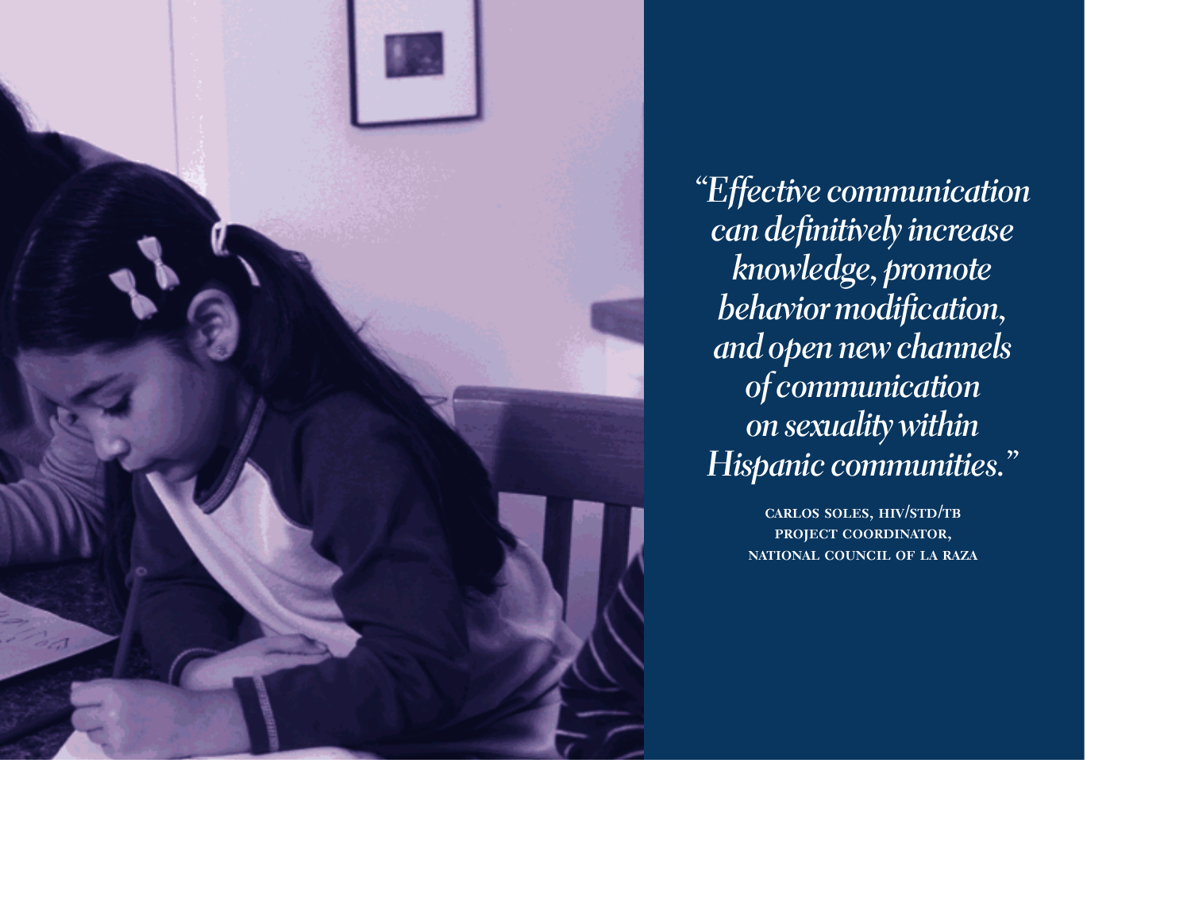*"Effective communication can definitively increase knowledge, promote behavior modification, and open new channels of communication on sexuality within Hispanic communities."*

CARLOS SOLES, HIV/STD/TB PROJECT COORDINATOR, NATIONAL COUNCIL OF LA RAZA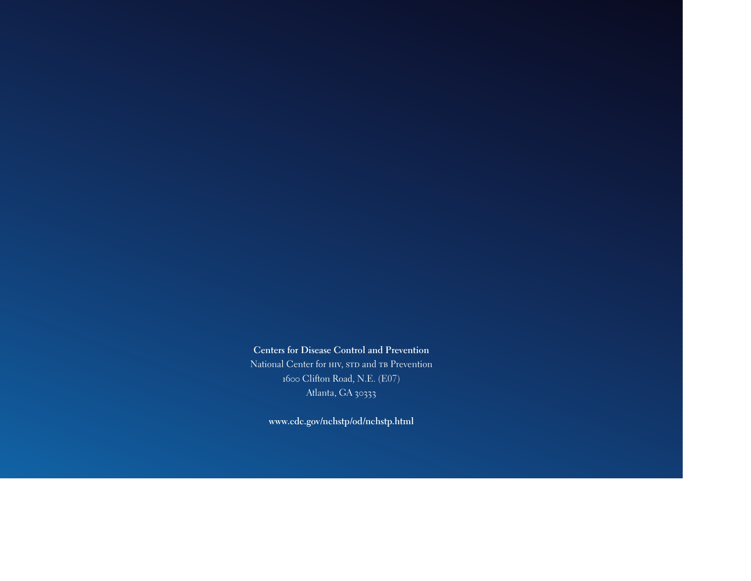**Centers for Disease Control and Prevention**

National Center for HIV, STD and TB Prevention

1600 Clifton Road, N.E. (E07)

Atlanta, GA 30333

**www.cdc.gov/nchstp/od/nchstp.html**